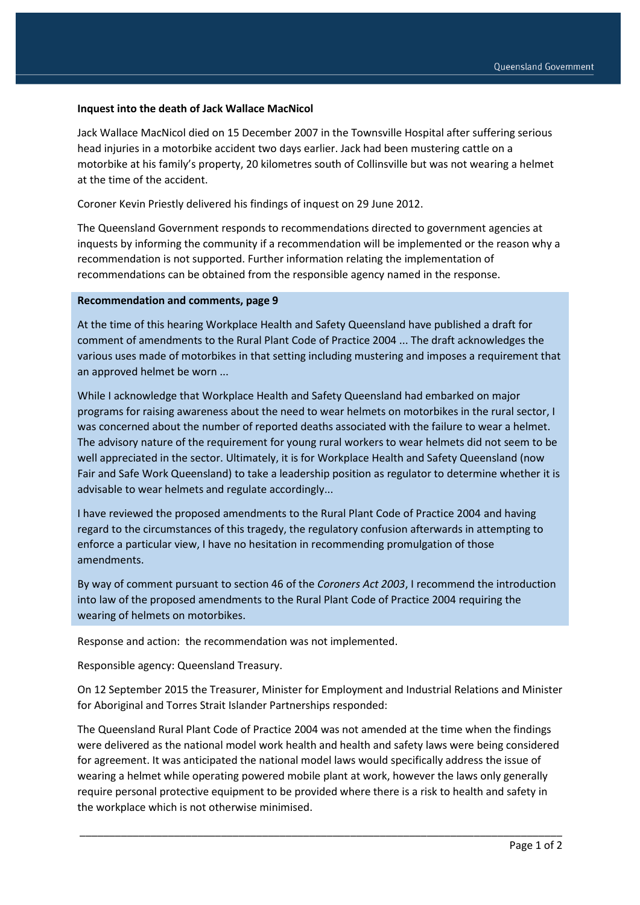**Inquest into the death of Jack Wallace MacNicol**

Jack Wallace MacNicol died on 15 December 2007 in the Townsville Hospital after suffering serious head injuries in a motorbike accident two days earlier. Jack had been mustering cattle on a motorbike at his family's property, 20 kilometres south of Collinsville but was not wearing a helmet at the time of the accident.

Coroner Kevin Priestly delivered his findings of inquest on 29 June 2012.

The Queensland Government responds to recommendations directed to government agencies at inquests by informing the community if a recommendation will be implemented or the reason why a recommendation is not supported. Further information relating the implementation of recommendations can be obtained from the responsible agency named in the response.

**Recommendation and comments, page 9**

At the time of this hearing Workplace Health and Safety Queensland have published a draft for comment of amendments to the Rural Plant Code of Practice 2004 ... The draft acknowledges the various uses made of motorbikes in that setting including mustering and imposes a requirement that an approved helmet be worn ...

While I acknowledge that Workplace Health and Safety Queensland had embarked on major programs for raising awareness about the need to wear helmets on motorbikes in the rural sector, I was concerned about the number of reported deaths associated with the failure to wear a helmet. The advisory nature of the requirement for young rural workers to wear helmets did not seem to be well appreciated in the sector. Ultimately, it is for Workplace Health and Safety Queensland (now Fair and Safe Work Queensland) to take a leadership position as regulator to determine whether it is advisable to wear helmets and regulate accordingly...

I have reviewed the proposed amendments to the Rural Plant Code of Practice 2004 and having regard to the circumstances of this tragedy, the regulatory confusion afterwards in attempting to enforce a particular view, I have no hesitation in recommending promulgation of those amendments.

By way of comment pursuant to section 46 of the *Coroners Act 2003*, I recommend the introduction into law of the proposed amendments to the Rural Plant Code of Practice 2004 requiring the wearing of helmets on motorbikes.

Response and action: the recommendation was not implemented.

Responsible agency: Queensland Treasury.

On 12 September 2015 the Treasurer, Minister for Employment and Industrial Relations and Minister for Aboriginal and Torres Strait Islander Partnerships responded:

The Queensland Rural Plant Code of Practice 2004 was not amended at the time when the findings were delivered as the national model work health and health and safety laws were being considered for agreement. It was anticipated the national model laws would specifically address the issue of wearing a helmet while operating powered mobile plant at work, however the laws only generally require personal protective equipment to be provided where there is a risk to health and safety in the workplace which is not otherwise minimised.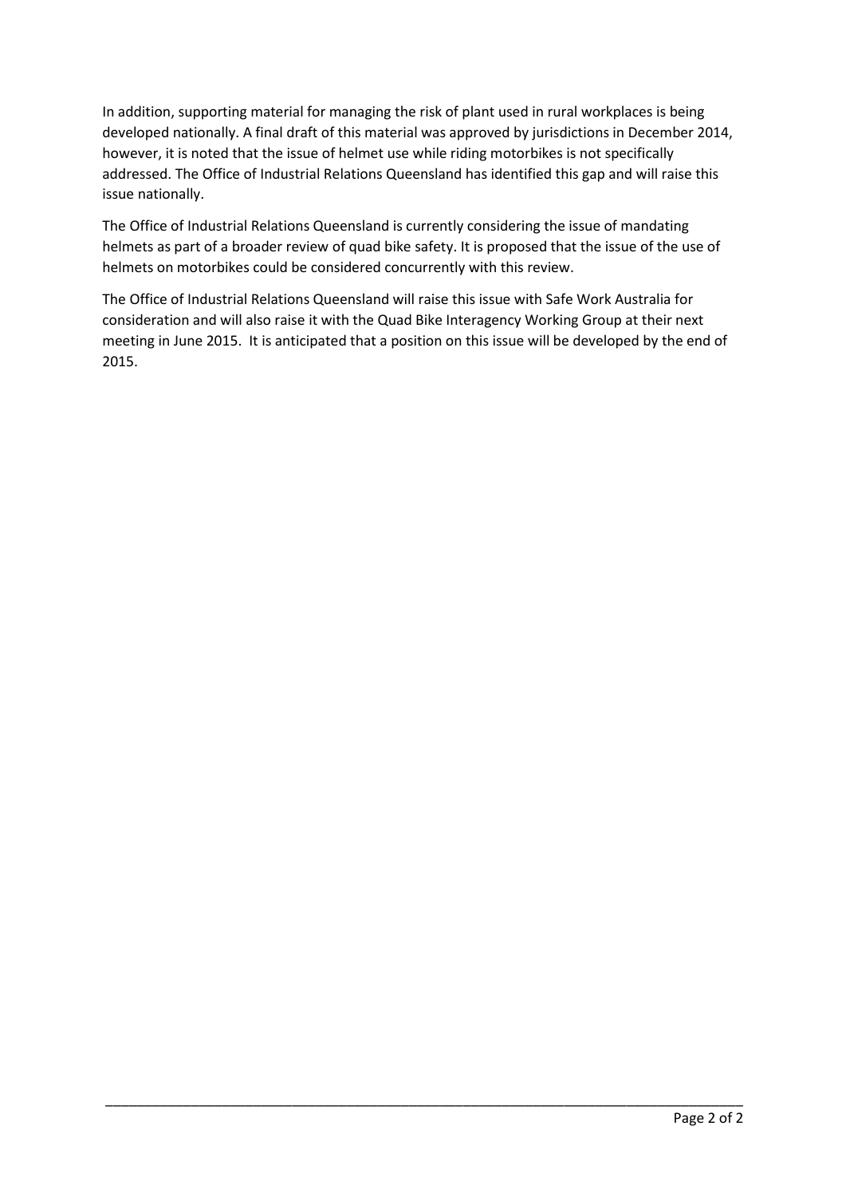In addition, supporting material for managing the risk of plant used in rural workplaces is being developed nationally. A final draft of this material was approved by jurisdictions in December 2014, however, it is noted that the issue of helmet use while riding motorbikes is not specifically addressed. The Office of Industrial Relations Queensland has identified this gap and will raise this issue nationally.

The Office of Industrial Relations Queensland is currently considering the issue of mandating helmets as part of a broader review of quad bike safety. It is proposed that the issue of the use of helmets on motorbikes could be considered concurrently with this review.

The Office of Industrial Relations Queensland will raise this issue with Safe Work Australia for consideration and will also raise it with the Quad Bike Interagency Working Group at their next meeting in June 2015. It is anticipated that a position on this issue will be developed by the end of 2015.